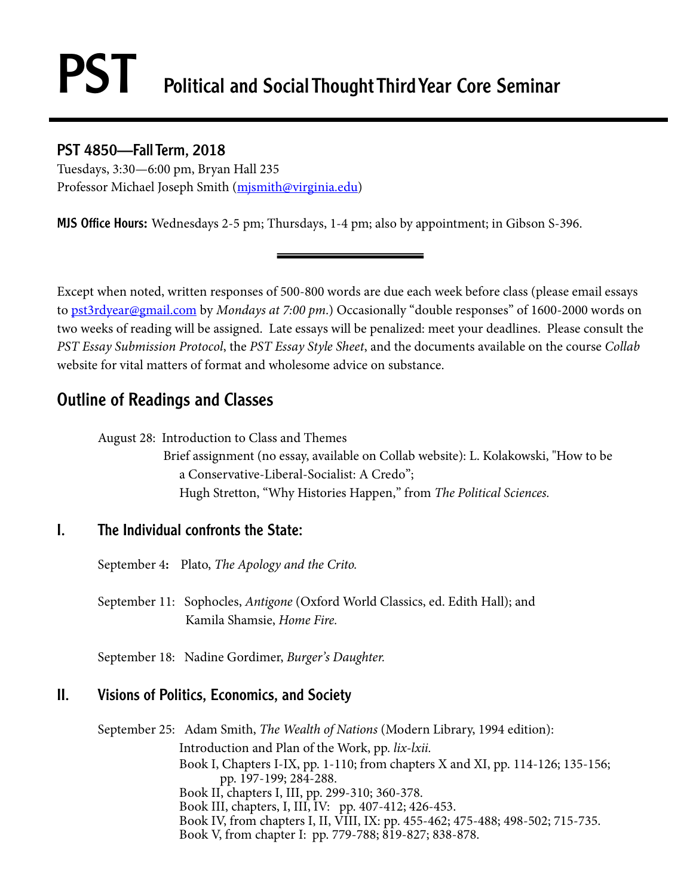# PST Political and Social Thought Third Year Core Seminar

## PST 4850—Fall Term, 2018

Tuesdays, 3:30—6:00 pm, Bryan Hall 235
Professor Michael Joseph Smith (mjsmith@virginia.edu)

**MJS Office Hours:** Wednesdays 2-5 pm; Thursdays, 1-4 pm; also by appointment; in Gibson S-396.

---

Except when noted, written responses of 500-800 words are due each week before class (please email essays to pst3rdyear@gmail.com by *Mondays at 7:00 pm*.) Occasionally "double responses" of 1600-2000 words on two weeks of reading will be assigned. Late essays will be penalized: meet your deadlines. Please consult the *PST Essay Submission Protocol*, the *PST Essay Style Sheet*, and the documents available on the course *Collab* website for vital matters of format and wholesome advice on substance.

## Outline of Readings and Classes

August 28: Introduction to Class and Themes
Brief assignment (no essay, available on Collab website): L. Kolakowski, "How to be a Conservative-Liberal-Socialist: A Credo";
Hugh Stretton, "Why Histories Happen," from *The Political Sciences.*

## I. The Individual confronts the State:

September 4**:** Plato, *The Apology and the Crito.*

September 11: Sophocles, *Antigone* (Oxford World Classics, ed. Edith Hall); and Kamila Shamsie, *Home Fire.*

September 18: Nadine Gordimer, *Burger's Daughter.*

## II. Visions of Politics, Economics, and Society

September 25: Adam Smith, *The Wealth of Nations* (Modern Library, 1994 edition):
Introduction and Plan of the Work, pp. *lix-lxii.*
Book I, Chapters I-IX, pp. 1-110; from chapters X and XI, pp. 114-126; 135-156; pp. 197-199; 284-288.
Book II, chapters I, III, pp. 299-310; 360-378.
Book III, chapters, I, III, IV: pp. 407-412; 426-453.
Book IV, from chapters I, II, VIII, IX: pp. 455-462; 475-488; 498-502; 715-735.
Book V, from chapter I: pp. 779-788; 819-827; 838-878.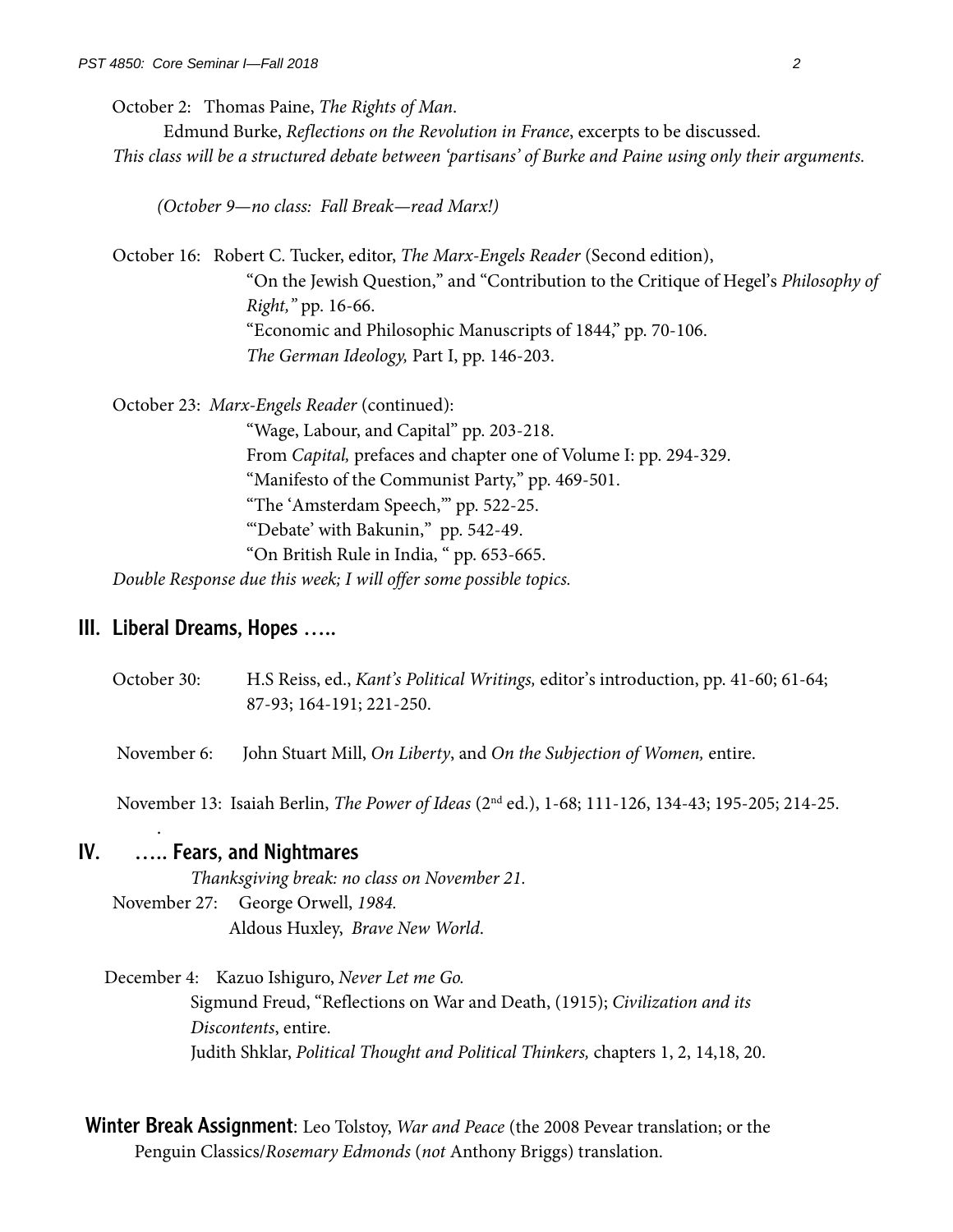October 2: Thomas Paine, *The Rights of Man*.
Edmund Burke, *Reflections on the Revolution in France*, excerpts to be discussed.
*This class will be a structured debate between 'partisans' of Burke and Paine using only their arguments.*

*(October 9—no class: Fall Break—read Marx!)*

October 16: Robert C. Tucker, editor, *The Marx-Engels Reader* (Second edition),
"On the Jewish Question," and "Contribution to the Critique of Hegel's *Philosophy of Right,"* pp. 16-66.
"Economic and Philosophic Manuscripts of 1844," pp. 70-106.
*The German Ideology,* Part I, pp. 146-203.

October 23: *Marx-Engels Reader* (continued):
"Wage, Labour, and Capital" pp. 203-218.
From *Capital,* prefaces and chapter one of Volume I: pp. 294-329.
"Manifesto of the Communist Party," pp. 469-501.
"The 'Amsterdam Speech,'" pp. 522-25.
"'Debate' with Bakunin," pp. 542-49.
"On British Rule in India, " pp. 653-665.
*Double Response due this week; I will offer some possible topics.*

## III. Liberal Dreams, Hopes …..

October 30: H.S Reiss, ed., *Kant's Political Writings,* editor's introduction, pp. 41-60; 61-64; 87-93; 164-191; 221-250.

November 6: John Stuart Mill, *On Liberty*, and *On the Subjection of Women,* entire.

November 13: Isaiah Berlin, *The Power of Ideas* (2nd ed.), 1-68; 111-126, 134-43; 195-205; 214-25.

## IV. ….. Fears, and Nightmares

*Thanksgiving break: no class on November 21.*

November 27: George Orwell, *1984.*
Aldous Huxley, *Brave New World*.

December 4: Kazuo Ishiguro, *Never Let me Go.*
Sigmund Freud, "Reflections on War and Death, (1915); *Civilization and its Discontents*, entire.
Judith Shklar, *Political Thought and Political Thinkers,* chapters 1, 2, 14,18, 20.

**Winter Break Assignment**: Leo Tolstoy, *War and Peace* (the 2008 Pevear translation; or the Penguin Classics/*Rosemary Edmonds* (*not* Anthony Briggs) translation.